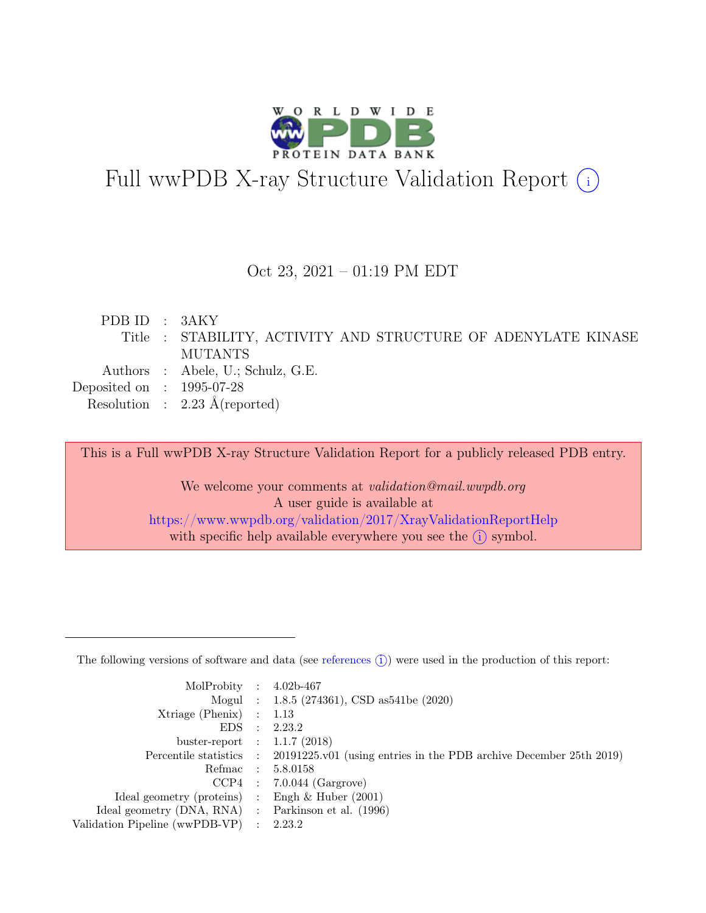# Full wwPDB X-ray Structure Validation Report (i)

Oct 23, 2021 – 01:19 PM EDT

| | | |
|---|---|---|
| PDB ID | : | 3AKY |
| Title | : | STABILITY, ACTIVITY AND STRUCTURE OF ADENYLATE KINASE MUTANTS |
| Authors | : | Abele, U.; Schulz, G.E. |
| Deposited on | : | 1995-07-28 |
| Resolution | : | 2.23 Å(reported) |

This is a Full wwPDB X-ray Structure Validation Report for a publicly released PDB entry.

We welcome your comments at *validation@mail.wwpdb.org*
A user guide is available at
https://www.wwpdb.org/validation/2017/XrayValidationReportHelp
with specific help available everywhere you see the (i) symbol.

---

The following versions of software and data (see references (i)) were used in the production of this report:

| | | |
|---|---|---|
| MolProbity | : | 4.02b-467 |
| Mogul | : | 1.8.5 (274361), CSD as541be (2020) |
| Xtriage (Phenix) | : | 1.13 |
| EDS | : | 2.23.2 |
| buster-report | : | 1.1.7 (2018) |
| Percentile statistics | : | 20191225.v01 (using entries in the PDB archive December 25th 2019) |
| Refmac | : | 5.8.0158 |
| CCP4 | : | 7.0.044 (Gargrove) |
| Ideal geometry (proteins) | : | Engh & Huber (2001) |
| Ideal geometry (DNA, RNA) | : | Parkinson et al. (1996) |
| Validation Pipeline (wwPDB-VP) | : | 2.23.2 |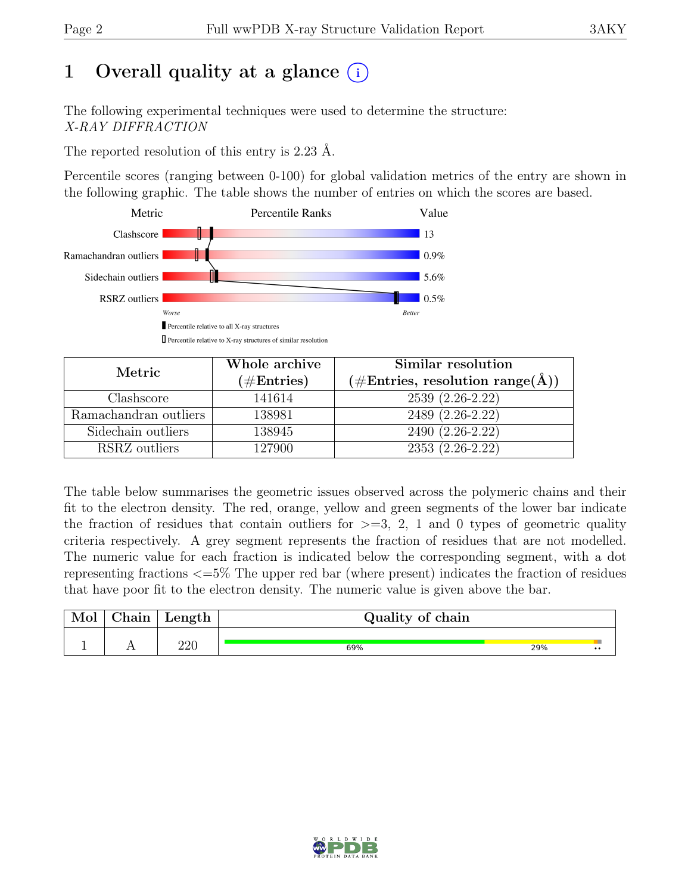# 1 Overall quality at a glance (i)

The following experimental techniques were used to determine the structure:
*X-RAY DIFFRACTION*

The reported resolution of this entry is 2.23 Å.

Percentile scores (ranging between 0-100) for global validation metrics of the entry are shown in the following graphic. The table shows the number of entries on which the scores are based.

| Metric | Value |
|---|---|
| Clashscore | 13 |
| Ramachandran outliers | 0.9% |
| Sidechain outliers | 5.6% |
| RSRZ outliers | 0.5% |

Worse — Better

▮ Percentile relative to all X-ray structures

▯ Percentile relative to X-ray structures of similar resolution

| Metric | Whole archive (#Entries) | Similar resolution (#Entries, resolution range(Å)) |
|---|---|---|
| Clashscore | 141614 | 2539 (2.26-2.22) |
| Ramachandran outliers | 138981 | 2489 (2.26-2.22) |
| Sidechain outliers | 138945 | 2490 (2.26-2.22) |
| RSRZ outliers | 127900 | 2353 (2.26-2.22) |

The table below summarises the geometric issues observed across the polymeric chains and their fit to the electron density. The red, orange, yellow and green segments of the lower bar indicate the fraction of residues that contain outliers for >=3, 2, 1 and 0 types of geometric quality criteria respectively. A grey segment represents the fraction of residues that are not modelled. The numeric value for each fraction is indicated below the corresponding segment, with a dot representing fractions <=5% The upper red bar (where present) indicates the fraction of residues that have poor fit to the electron density. The numeric value is given above the bar.

| Mol | Chain | Length | Quality of chain |
|---|---|---|---|
| 1 | A | 220 | 69% · 29% · •• |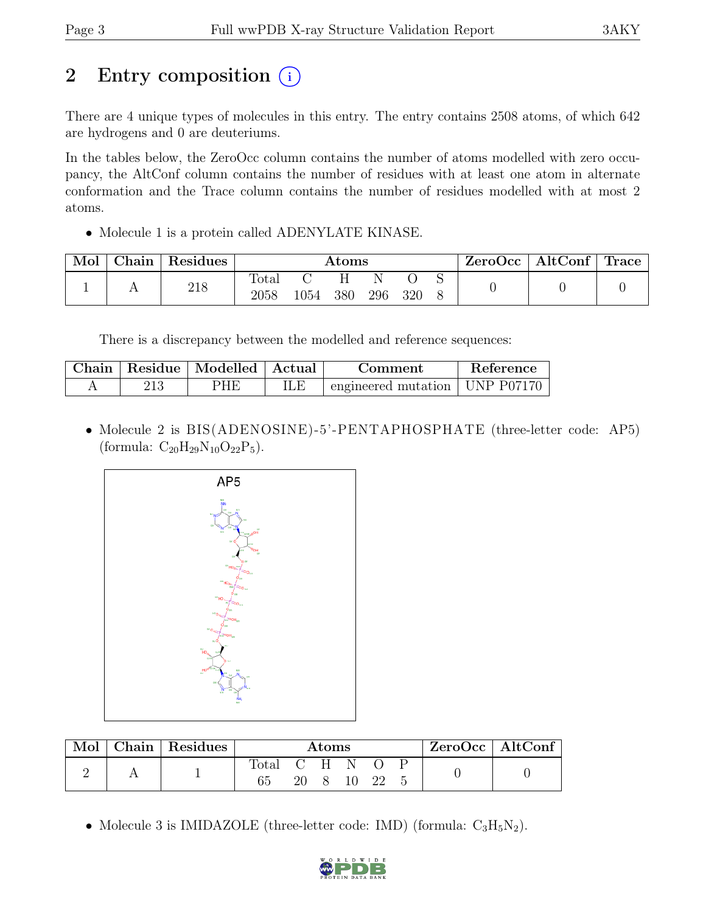# 2 Entry composition

There are 4 unique types of molecules in this entry. The entry contains 2508 atoms, of which 642 are hydrogens and 0 are deuteriums.

In the tables below, the ZeroOcc column contains the number of atoms modelled with zero occupancy, the AltConf column contains the number of residues with at least one atom in alternate conformation and the Trace column contains the number of residues modelled with at most 2 atoms.

- Molecule 1 is a protein called ADENYLATE KINASE.

| Mol | Chain | Residues | Atoms | | | | | | ZeroOcc | AltConf | Trace |
|---|---|---|---|---|---|---|---|---|---|---|---|
| | | | Total | C | H | N | O | S | | | |
| 1 | A | 218 | 2058 | 1054 | 380 | 296 | 320 | 8 | 0 | 0 | 0 |

There is a discrepancy between the modelled and reference sequences:

| Chain | Residue | Modelled | Actual | Comment | Reference |
|---|---|---|---|---|---|
| A | 213 | PHE | ILE | engineered mutation | UNP P07170 |

- Molecule 2 is BIS(ADENOSINE)-5'-PENTAPHOSPHATE (three-letter code: AP5) (formula: $C_{20}H_{29}N_{10}O_{22}P_5$).

| Mol | Chain | Residues | Atoms | | | | | | ZeroOcc | AltConf |
|---|---|---|---|---|---|---|---|---|---|---|
| | | | Total | C | H | N | O | P | | |
| 2 | A | 1 | 65 | 20 | 8 | 10 | 22 | 5 | 0 | 0 |

- Molecule 3 is IMIDAZOLE (three-letter code: IMD) (formula: $C_3H_5N_2$).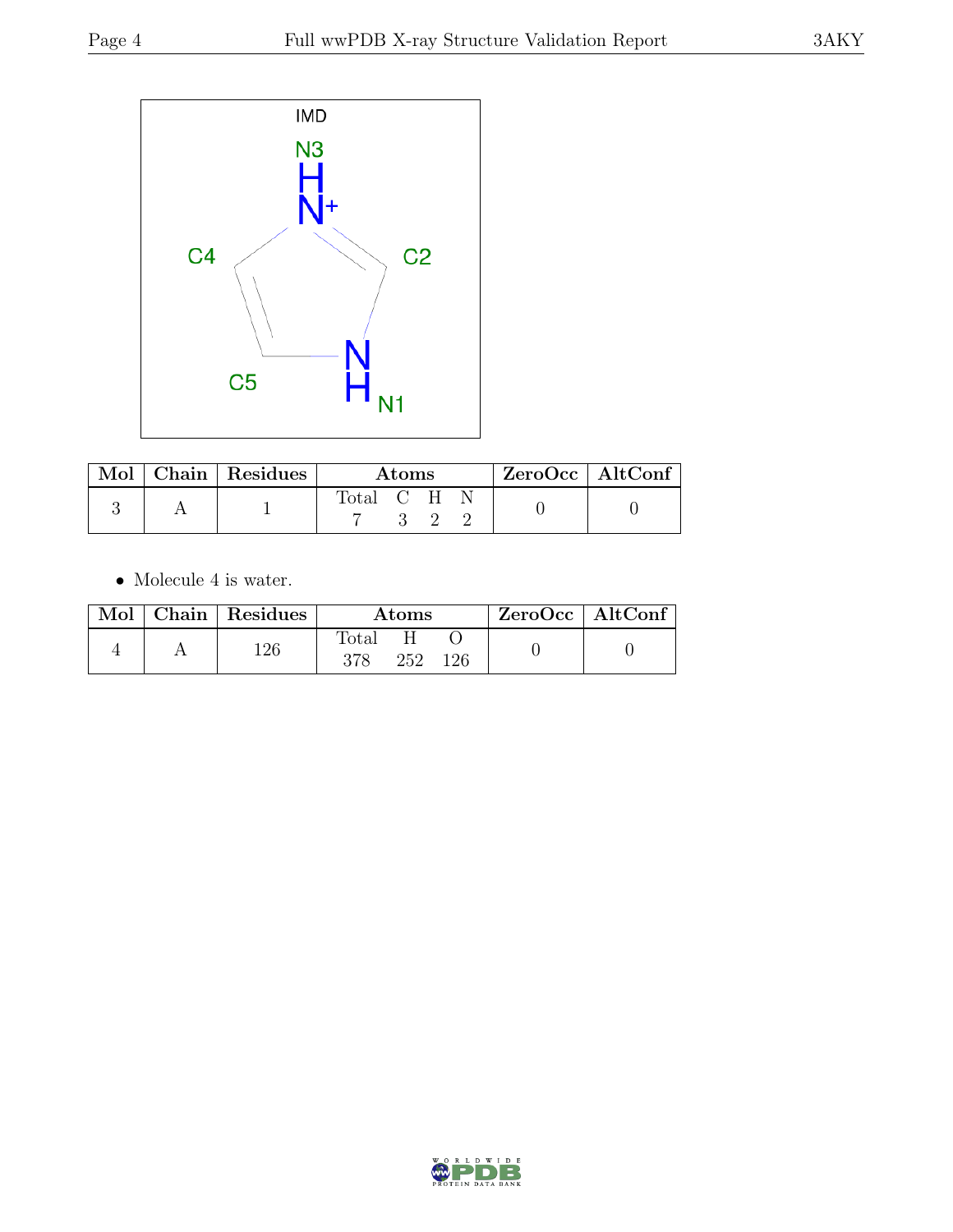| Mol | Chain | Residues | Atoms | | | | ZeroOcc | AltConf |
|---|---|---|---|---|---|---|---|---|
| | | | Total | C | H | N | | |
| 3 | A | 1 | 7 | 3 | 2 | 2 | 0 | 0 |

- Molecule 4 is water.

| Mol | Chain | Residues | Atoms | | | ZeroOcc | AltConf |
|---|---|---|---|---|---|---|---|
| | | | Total | H | O | | |
| 4 | A | 126 | 378 | 252 | 126 | 0 | 0 |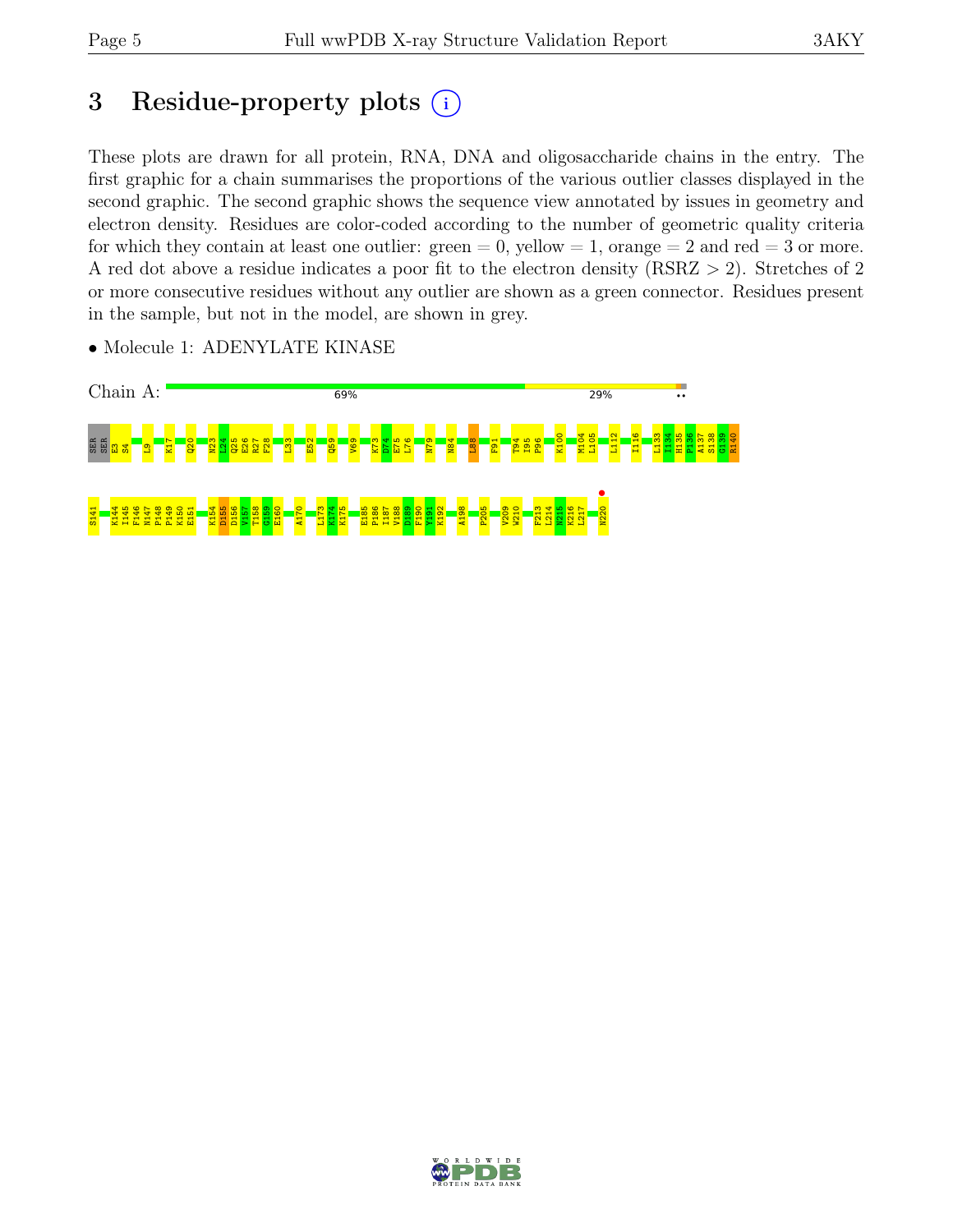# 3 Residue-property plots

These plots are drawn for all protein, RNA, DNA and oligosaccharide chains in the entry. The first graphic for a chain summarises the proportions of the various outlier classes displayed in the second graphic. The second graphic shows the sequence view annotated by issues in geometry and electron density. Residues are color-coded according to the number of geometric quality criteria for which they contain at least one outlier: green = 0, yellow = 1, orange = 2 and red = 3 or more. A red dot above a residue indicates a poor fit to the electron density (RSRZ > 2). Stretches of 2 or more consecutive residues without any outlier are shown as a green connector. Residues present in the sample, but not in the model, are shown in grey.

- Molecule 1: ADENYLATE KINASE

Chain A: 69% 29% ••

SER SER E3 S4 L9 K17 Q20 N23 L24 Q25 E26 R27 F28 L33 E52 Q59 V69 K73 D74 E75 L76 N79 N84 L88 F91 T94 I95 P96 K100 M104 L105 L112 I116 L133 I134 H135 P136 A137 S138 G139 R140

S141 K144 I145 F146 N147 P148 P149 K150 E151 K154 D155 D156 V157 T158 G159 E160 A170 L173 K174 K175 E185 P186 I187 V188 D189 F190 Y191 K192 A198 P205 V209 W210 F213 L214 N215 K216 L217 N220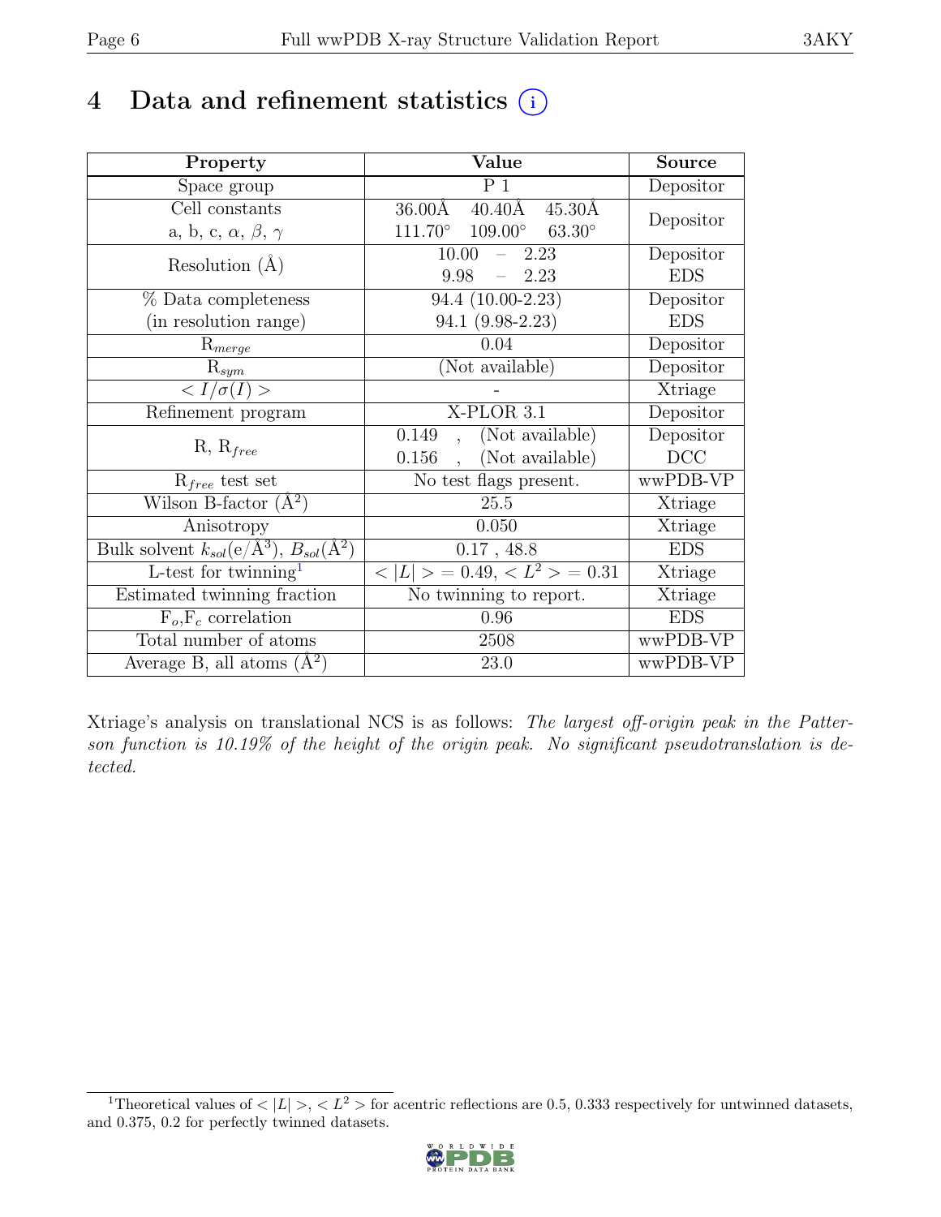# 4 Data and refinement statistics (i)

| Property | Value | Source |
|---|---|---|
| Space group | P 1 | Depositor |
| Cell constants<br>a, b, c, $\alpha$, $\beta$, $\gamma$ | 36.00Å 40.40Å 45.30Å<br>111.70° 109.00° 63.30° | Depositor |
| Resolution (Å) | 10.00 – 2.23<br>9.98 – 2.23 | Depositor<br>EDS |
| % Data completeness<br>(in resolution range) | 94.4 (10.00-2.23)<br>94.1 (9.98-2.23) | Depositor<br>EDS |
| $R_{merge}$ | 0.04 | Depositor |
| $R_{sym}$ | (Not available) | Depositor |
| $< I/\sigma(I) >$ | - | Xtriage |
| Refinement program | X-PLOR 3.1 | Depositor |
| R, $R_{free}$ | 0.149 , (Not available)<br>0.156 , (Not available) | Depositor<br>DCC |
| $R_{free}$ test set | No test flags present. | wwPDB-VP |
| Wilson B-factor (Å$^2$) | 25.5 | Xtriage |
| Anisotropy | 0.050 | Xtriage |
| Bulk solvent $k_{sol}$(e/Å$^3$), $B_{sol}$(Å$^2$) | 0.17 , 48.8 | EDS |
| L-test for twinning[1] | $< \|L\| > = 0.49$, $< L^2 > = 0.31$ | Xtriage |
| Estimated twinning fraction | No twinning to report. | Xtriage |
| $F_o$,$F_c$ correlation | 0.96 | EDS |
| Total number of atoms | 2508 | wwPDB-VP |
| Average B, all atoms (Å$^2$) | 23.0 | wwPDB-VP |

Xtriage's analysis on translational NCS is as follows: *The largest off-origin peak in the Patterson function is 10.19% of the height of the origin peak. No significant pseudotranslation is detected.*

[1] Theoretical values of $< |L| >$, $< L^2 >$ for acentric reflections are 0.5, 0.333 respectively for untwinned datasets, and 0.375, 0.2 for perfectly twinned datasets.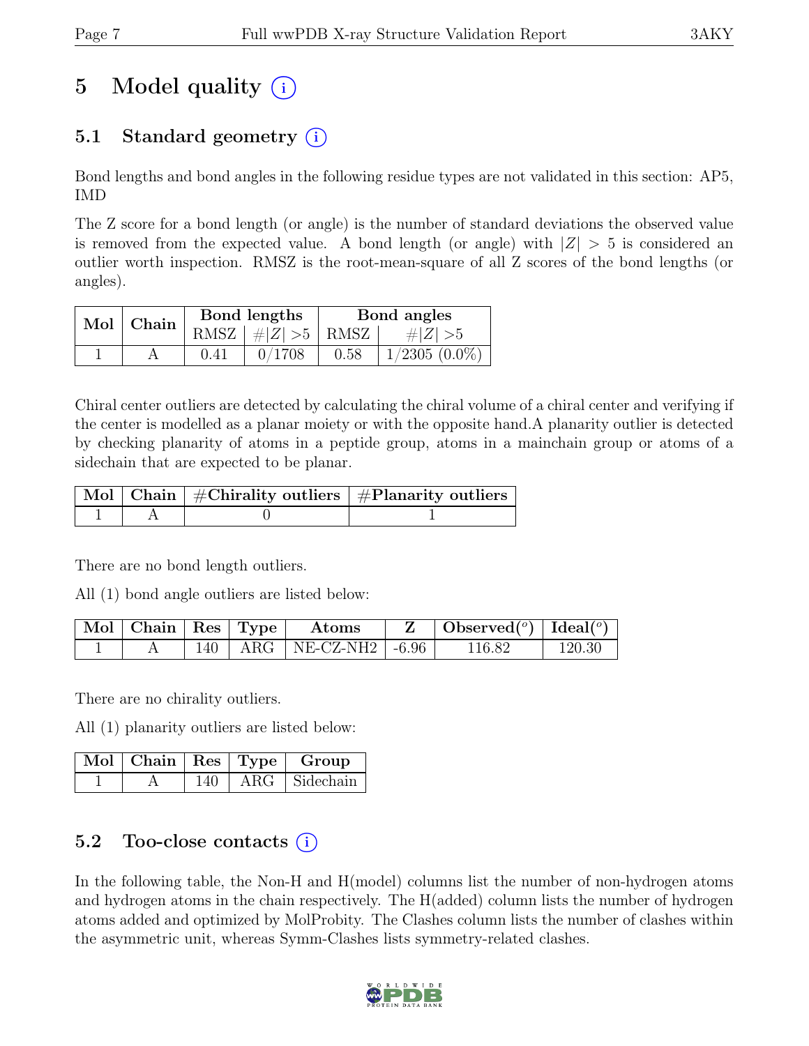# 5 Model quality (i)

## 5.1 Standard geometry (i)

Bond lengths and bond angles in the following residue types are not validated in this section: AP5, IMD

The Z score for a bond length (or angle) is the number of standard deviations the observed value is removed from the expected value. A bond length (or angle) with $|Z| > 5$ is considered an outlier worth inspection. RMSZ is the root-mean-square of all Z scores of the bond lengths (or angles).

| Mol | Chain | Bond lengths | | Bond angles | |
|---|---|---|---|---|---|
| | | RMSZ | $\#\|Z\| > 5$ | RMSZ | $\#\|Z\| > 5$ |
| 1 | A | 0.41 | 0/1708 | 0.58 | 1/2305 (0.0%) |

Chiral center outliers are detected by calculating the chiral volume of a chiral center and verifying if the center is modelled as a planar moiety or with the opposite hand.A planarity outlier is detected by checking planarity of atoms in a peptide group, atoms in a mainchain group or atoms of a sidechain that are expected to be planar.

| Mol | Chain | #Chirality outliers | #Planarity outliers |
|---|---|---|---|
| 1 | A | 0 | 1 |

There are no bond length outliers.

All (1) bond angle outliers are listed below:

| Mol | Chain | Res | Type | Atoms | Z | Observed($^o$) | Ideal($^o$) |
|---|---|---|---|---|---|---|---|
| 1 | A | 140 | ARG | NE-CZ-NH2 | -6.96 | 116.82 | 120.30 |

There are no chirality outliers.

All (1) planarity outliers are listed below:

| Mol | Chain | Res | Type | Group |
|---|---|---|---|---|
| 1 | A | 140 | ARG | Sidechain |

## 5.2 Too-close contacts (i)

In the following table, the Non-H and H(model) columns list the number of non-hydrogen atoms and hydrogen atoms in the chain respectively. The H(added) column lists the number of hydrogen atoms added and optimized by MolProbity. The Clashes column lists the number of clashes within the asymmetric unit, whereas Symm-Clashes lists symmetry-related clashes.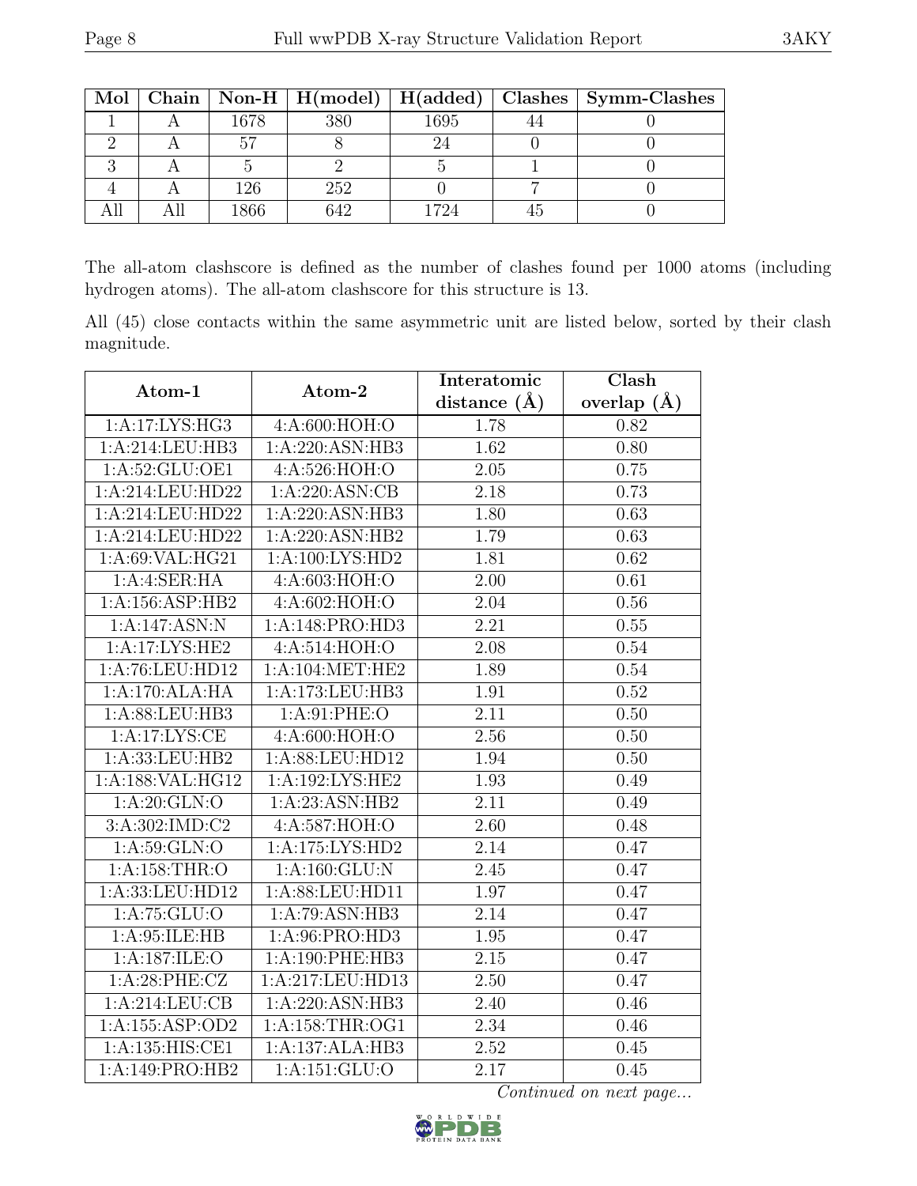| Mol | Chain | Non-H | H(model) | H(added) | Clashes | Symm-Clashes |
|---|---|---|---|---|---|---|
| 1 | A | 1678 | 380 | 1695 | 44 | 0 |
| 2 | A | 57 | 8 | 24 | 0 | 0 |
| 3 | A | 5 | 2 | 5 | 1 | 0 |
| 4 | A | 126 | 252 | 0 | 7 | 0 |
| All | All | 1866 | 642 | 1724 | 45 | 0 |

The all-atom clashscore is defined as the number of clashes found per 1000 atoms (including hydrogen atoms). The all-atom clashscore for this structure is 13.

All (45) close contacts within the same asymmetric unit are listed below, sorted by their clash magnitude.

| Atom-1 | Atom-2 | Interatomic distance (Å) | Clash overlap (Å) |
|---|---|---|---|
| 1:A:17:LYS:HG3 | 4:A:600:HOH:O | 1.78 | 0.82 |
| 1:A:214:LEU:HB3 | 1:A:220:ASN:HB3 | 1.62 | 0.80 |
| 1:A:52:GLU:OE1 | 4:A:526:HOH:O | 2.05 | 0.75 |
| 1:A:214:LEU:HD22 | 1:A:220:ASN:CB | 2.18 | 0.73 |
| 1:A:214:LEU:HD22 | 1:A:220:ASN:HB3 | 1.80 | 0.63 |
| 1:A:214:LEU:HD22 | 1:A:220:ASN:HB2 | 1.79 | 0.63 |
| 1:A:69:VAL:HG21 | 1:A:100:LYS:HD2 | 1.81 | 0.62 |
| 1:A:4:SER:HA | 4:A:603:HOH:O | 2.00 | 0.61 |
| 1:A:156:ASP:HB2 | 4:A:602:HOH:O | 2.04 | 0.56 |
| 1:A:147:ASN:N | 1:A:148:PRO:HD3 | 2.21 | 0.55 |
| 1:A:17:LYS:HE2 | 4:A:514:HOH:O | 2.08 | 0.54 |
| 1:A:76:LEU:HD12 | 1:A:104:MET:HE2 | 1.89 | 0.54 |
| 1:A:170:ALA:HA | 1:A:173:LEU:HB3 | 1.91 | 0.52 |
| 1:A:88:LEU:HB3 | 1:A:91:PHE:O | 2.11 | 0.50 |
| 1:A:17:LYS:CE | 4:A:600:HOH:O | 2.56 | 0.50 |
| 1:A:33:LEU:HB2 | 1:A:88:LEU:HD12 | 1.94 | 0.50 |
| 1:A:188:VAL:HG12 | 1:A:192:LYS:HE2 | 1.93 | 0.49 |
| 1:A:20:GLN:O | 1:A:23:ASN:HB2 | 2.11 | 0.49 |
| 3:A:302:IMD:C2 | 4:A:587:HOH:O | 2.60 | 0.48 |
| 1:A:59:GLN:O | 1:A:175:LYS:HD2 | 2.14 | 0.47 |
| 1:A:158:THR:O | 1:A:160:GLU:N | 2.45 | 0.47 |
| 1:A:33:LEU:HD12 | 1:A:88:LEU:HD11 | 1.97 | 0.47 |
| 1:A:75:GLU:O | 1:A:79:ASN:HB3 | 2.14 | 0.47 |
| 1:A:95:ILE:HB | 1:A:96:PRO:HD3 | 1.95 | 0.47 |
| 1:A:187:ILE:O | 1:A:190:PHE:HB3 | 2.15 | 0.47 |
| 1:A:28:PHE:CZ | 1:A:217:LEU:HD13 | 2.50 | 0.47 |
| 1:A:214:LEU:CB | 1:A:220:ASN:HB3 | 2.40 | 0.46 |
| 1:A:155:ASP:OD2 | 1:A:158:THR:OG1 | 2.34 | 0.46 |
| 1:A:135:HIS:CE1 | 1:A:137:ALA:HB3 | 2.52 | 0.45 |
| 1:A:149:PRO:HB2 | 1:A:151:GLU:O | 2.17 | 0.45 |

*Continued on next page...*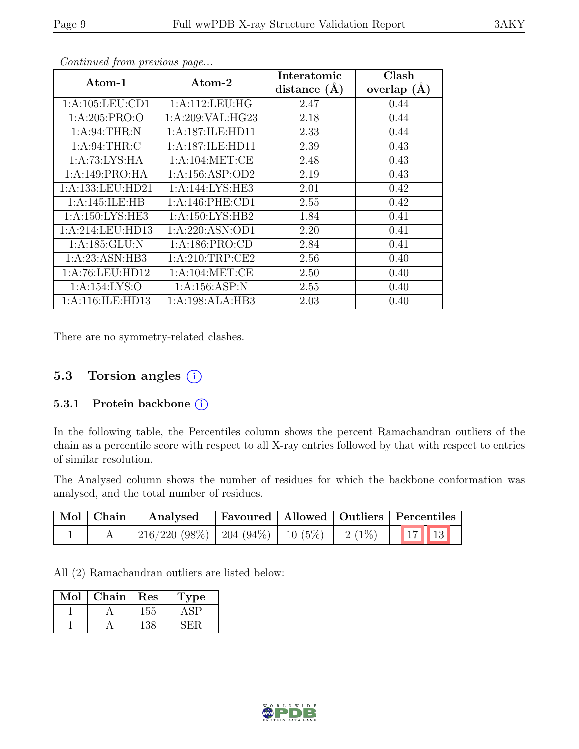*Continued from previous page...*

| Atom-1 | Atom-2 | Interatomic distance (Å) | Clash overlap (Å) |
|---|---|---|---|
| 1:A:105:LEU:CD1 | 1:A:112:LEU:HG | 2.47 | 0.44 |
| 1:A:205:PRO:O | 1:A:209:VAL:HG23 | 2.18 | 0.44 |
| 1:A:94:THR:N | 1:A:187:ILE:HD11 | 2.33 | 0.44 |
| 1:A:94:THR:C | 1:A:187:ILE:HD11 | 2.39 | 0.43 |
| 1:A:73:LYS:HA | 1:A:104:MET:CE | 2.48 | 0.43 |
| 1:A:149:PRO:HA | 1:A:156:ASP:OD2 | 2.19 | 0.43 |
| 1:A:133:LEU:HD21 | 1:A:144:LYS:HE3 | 2.01 | 0.42 |
| 1:A:145:ILE:HB | 1:A:146:PHE:CD1 | 2.55 | 0.42 |
| 1:A:150:LYS:HE3 | 1:A:150:LYS:HB2 | 1.84 | 0.41 |
| 1:A:214:LEU:HD13 | 1:A:220:ASN:OD1 | 2.20 | 0.41 |
| 1:A:185:GLU:N | 1:A:186:PRO:CD | 2.84 | 0.41 |
| 1:A:23:ASN:HB3 | 1:A:210:TRP:CE2 | 2.56 | 0.40 |
| 1:A:76:LEU:HD12 | 1:A:104:MET:CE | 2.50 | 0.40 |
| 1:A:154:LYS:O | 1:A:156:ASP:N | 2.55 | 0.40 |
| 1:A:116:ILE:HD13 | 1:A:198:ALA:HB3 | 2.03 | 0.40 |

There are no symmetry-related clashes.

## 5.3 Torsion angles

### 5.3.1 Protein backbone

In the following table, the Percentiles column shows the percent Ramachandran outliers of the chain as a percentile score with respect to all X-ray entries followed by that with respect to entries of similar resolution.

The Analysed column shows the number of residues for which the backbone conformation was analysed, and the total number of residues.

| Mol | Chain | Analysed | Favoured | Allowed | Outliers | Percentiles | |
|---|---|---|---|---|---|---|---|
| 1 | A | 216/220 (98%) | 204 (94%) | 10 (5%) | 2 (1%) | 17 | 13 |

All (2) Ramachandran outliers are listed below:

| Mol | Chain | Res | Type |
|---|---|---|---|
| 1 | A | 155 | ASP |
| 1 | A | 138 | SER |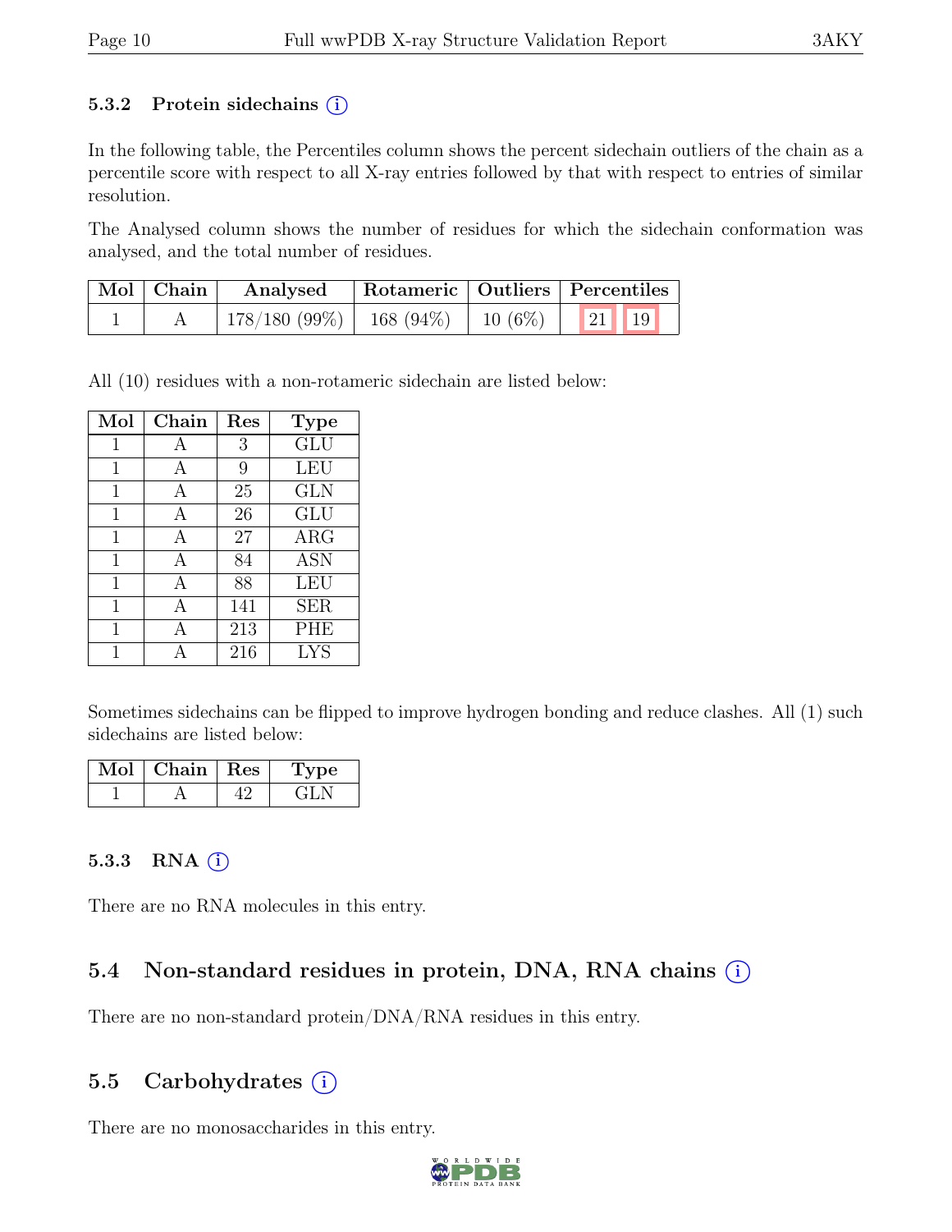### 5.3.2 Protein sidechains (i)

In the following table, the Percentiles column shows the percent sidechain outliers of the chain as a percentile score with respect to all X-ray entries followed by that with respect to entries of similar resolution.

The Analysed column shows the number of residues for which the sidechain conformation was analysed, and the total number of residues.

| Mol | Chain | Analysed | Rotameric | Outliers | Percentiles |
|---|---|---|---|---|---|
| 1 | A | 178/180 (99%) | 168 (94%) | 10 (6%) | 21 19 |

All (10) residues with a non-rotameric sidechain are listed below:

| Mol | Chain | Res | Type |
|---|---|---|---|
| 1 | A | 3 | GLU |
| 1 | A | 9 | LEU |
| 1 | A | 25 | GLN |
| 1 | A | 26 | GLU |
| 1 | A | 27 | ARG |
| 1 | A | 84 | ASN |
| 1 | A | 88 | LEU |
| 1 | A | 141 | SER |
| 1 | A | 213 | PHE |
| 1 | A | 216 | LYS |

Sometimes sidechains can be flipped to improve hydrogen bonding and reduce clashes. All (1) such sidechains are listed below:

| Mol | Chain | Res | Type |
|---|---|---|---|
| 1 | A | 42 | GLN |

### 5.3.3 RNA (i)

There are no RNA molecules in this entry.

## 5.4 Non-standard residues in protein, DNA, RNA chains (i)

There are no non-standard protein/DNA/RNA residues in this entry.

## 5.5 Carbohydrates (i)

There are no monosaccharides in this entry.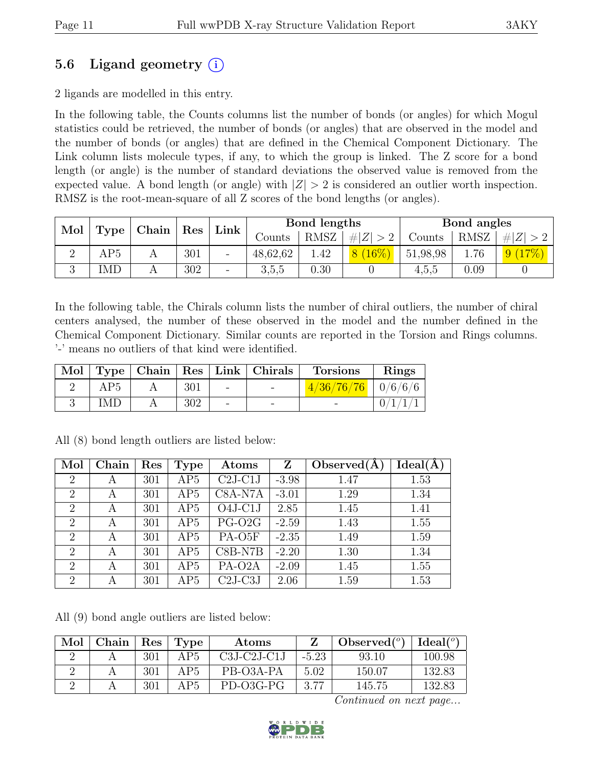## 5.6 Ligand geometry (i)

2 ligands are modelled in this entry.

In the following table, the Counts columns list the number of bonds (or angles) for which Mogul statistics could be retrieved, the number of bonds (or angles) that are observed in the model and the number of bonds (or angles) that are defined in the Chemical Component Dictionary. The Link column lists molecule types, if any, to which the group is linked. The Z score for a bond length (or angle) is the number of standard deviations the observed value is removed from the expected value. A bond length (or angle) with $|Z| > 2$ is considered an outlier worth inspection. RMSZ is the root-mean-square of all Z scores of the bond lengths (or angles).

| Mol | Type | Chain | Res | Link | Bond lengths | | | Bond angles | | |
|---|---|---|---|---|---|---|---|---|---|---|
| | | | | | Counts | RMSZ | #\|Z\| > 2 | Counts | RMSZ | #\|Z\| > 2 |
| 2 | AP5 | A | 301 | - | 48,62,62 | 1.42 | 8 (16%) | 51,98,98 | 1.76 | 9 (17%) |
| 3 | IMD | A | 302 | - | 3,5,5 | 0.30 | 0 | 4,5,5 | 0.09 | 0 |

In the following table, the Chirals column lists the number of chiral outliers, the number of chiral centers analysed, the number of these observed in the model and the number defined in the Chemical Component Dictionary. Similar counts are reported in the Torsion and Rings columns. '-' means no outliers of that kind were identified.

| Mol | Type | Chain | Res | Link | Chirals | Torsions | Rings |
|---|---|---|---|---|---|---|---|
| 2 | AP5 | A | 301 | - | - | 4/36/76/76 | 0/6/6/6 |
| 3 | IMD | A | 302 | - | - | - | 0/1/1/1 |

All (8) bond length outliers are listed below:

| Mol | Chain | Res | Type | Atoms | Z | Observed(Å) | Ideal(Å) |
|---|---|---|---|---|---|---|---|
| 2 | A | 301 | AP5 | C2J-C1J | -3.98 | 1.47 | 1.53 |
| 2 | A | 301 | AP5 | C8A-N7A | -3.01 | 1.29 | 1.34 |
| 2 | A | 301 | AP5 | O4J-C1J | 2.85 | 1.45 | 1.41 |
| 2 | A | 301 | AP5 | PG-O2G | -2.59 | 1.43 | 1.55 |
| 2 | A | 301 | AP5 | PA-O5F | -2.35 | 1.49 | 1.59 |
| 2 | A | 301 | AP5 | C8B-N7B | -2.20 | 1.30 | 1.34 |
| 2 | A | 301 | AP5 | PA-O2A | -2.09 | 1.45 | 1.55 |
| 2 | A | 301 | AP5 | C2J-C3J | 2.06 | 1.59 | 1.53 |

All (9) bond angle outliers are listed below:

| Mol | Chain | Res | Type | Atoms | Z | Observed(°) | Ideal(°) |
|---|---|---|---|---|---|---|---|
| 2 | A | 301 | AP5 | C3J-C2J-C1J | -5.23 | 93.10 | 100.98 |
| 2 | A | 301 | AP5 | PB-O3A-PA | 5.02 | 150.07 | 132.83 |
| 2 | A | 301 | AP5 | PD-O3G-PG | 3.77 | 145.75 | 132.83 |

*Continued on next page...*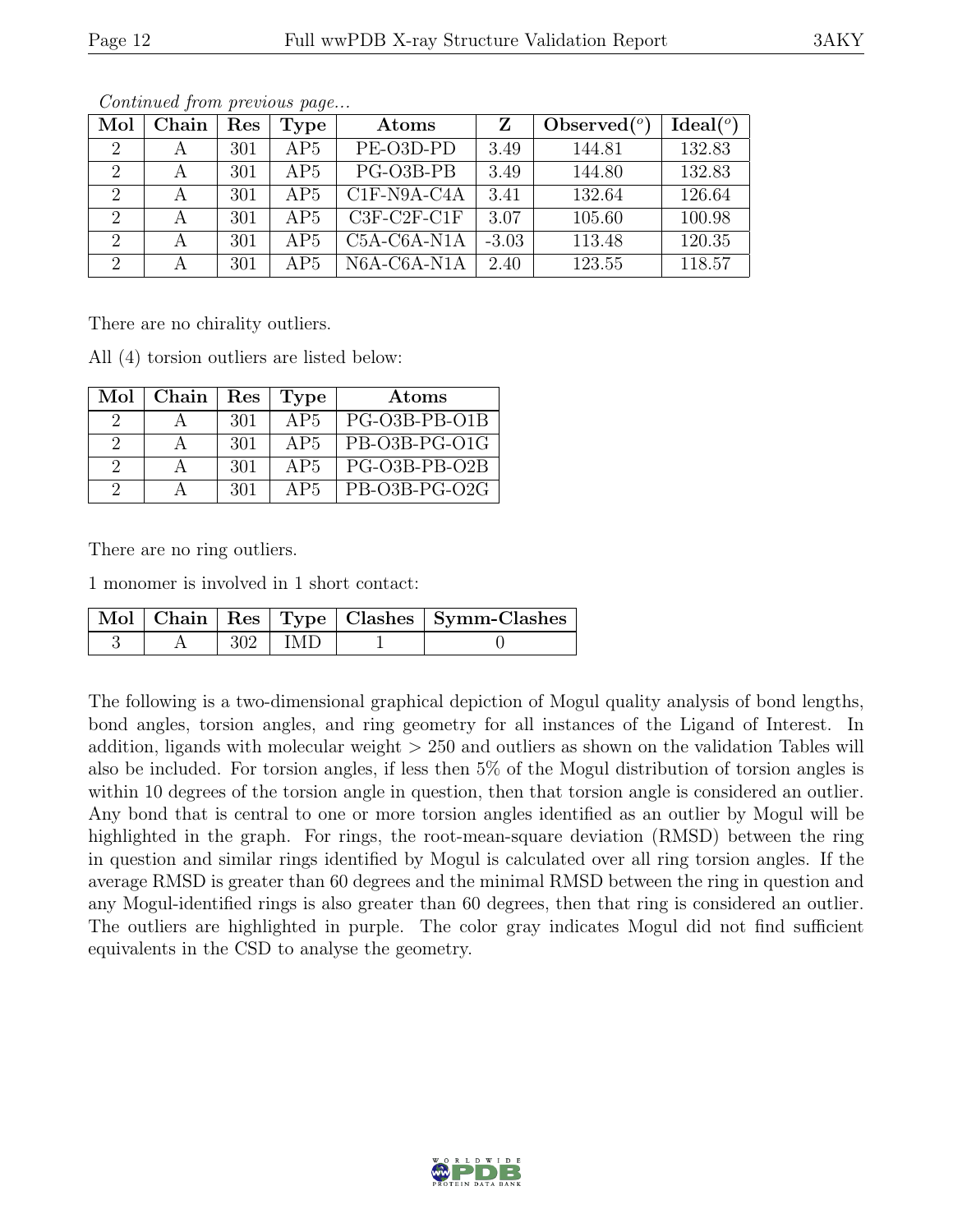*Continued from previous page...*

| Mol | Chain | Res | Type | Atoms | Z | Observed(°) | Ideal(°) |
|---|---|---|---|---|---|---|---|
| 2 | A | 301 | AP5 | PE-O3D-PD | 3.49 | 144.81 | 132.83 |
| 2 | A | 301 | AP5 | PG-O3B-PB | 3.49 | 144.80 | 132.83 |
| 2 | A | 301 | AP5 | C1F-N9A-C4A | 3.41 | 132.64 | 126.64 |
| 2 | A | 301 | AP5 | C3F-C2F-C1F | 3.07 | 105.60 | 100.98 |
| 2 | A | 301 | AP5 | C5A-C6A-N1A | -3.03 | 113.48 | 120.35 |
| 2 | A | 301 | AP5 | N6A-C6A-N1A | 2.40 | 123.55 | 118.57 |

There are no chirality outliers.

All (4) torsion outliers are listed below:

| Mol | Chain | Res | Type | Atoms |
|---|---|---|---|---|
| 2 | A | 301 | AP5 | PG-O3B-PB-O1B |
| 2 | A | 301 | AP5 | PB-O3B-PG-O1G |
| 2 | A | 301 | AP5 | PG-O3B-PB-O2B |
| 2 | A | 301 | AP5 | PB-O3B-PG-O2G |

There are no ring outliers.

1 monomer is involved in 1 short contact:

| Mol | Chain | Res | Type | Clashes | Symm-Clashes |
|---|---|---|---|---|---|
| 3 | A | 302 | IMD | 1 | 0 |

The following is a two-dimensional graphical depiction of Mogul quality analysis of bond lengths, bond angles, torsion angles, and ring geometry for all instances of the Ligand of Interest. In addition, ligands with molecular weight > 250 and outliers as shown on the validation Tables will also be included. For torsion angles, if less then 5% of the Mogul distribution of torsion angles is within 10 degrees of the torsion angle in question, then that torsion angle is considered an outlier. Any bond that is central to one or more torsion angles identified as an outlier by Mogul will be highlighted in the graph. For rings, the root-mean-square deviation (RMSD) between the ring in question and similar rings identified by Mogul is calculated over all ring torsion angles. If the average RMSD is greater than 60 degrees and the minimal RMSD between the ring in question and any Mogul-identified rings is also greater than 60 degrees, then that ring is considered an outlier. The outliers are highlighted in purple. The color gray indicates Mogul did not find sufficient equivalents in the CSD to analyse the geometry.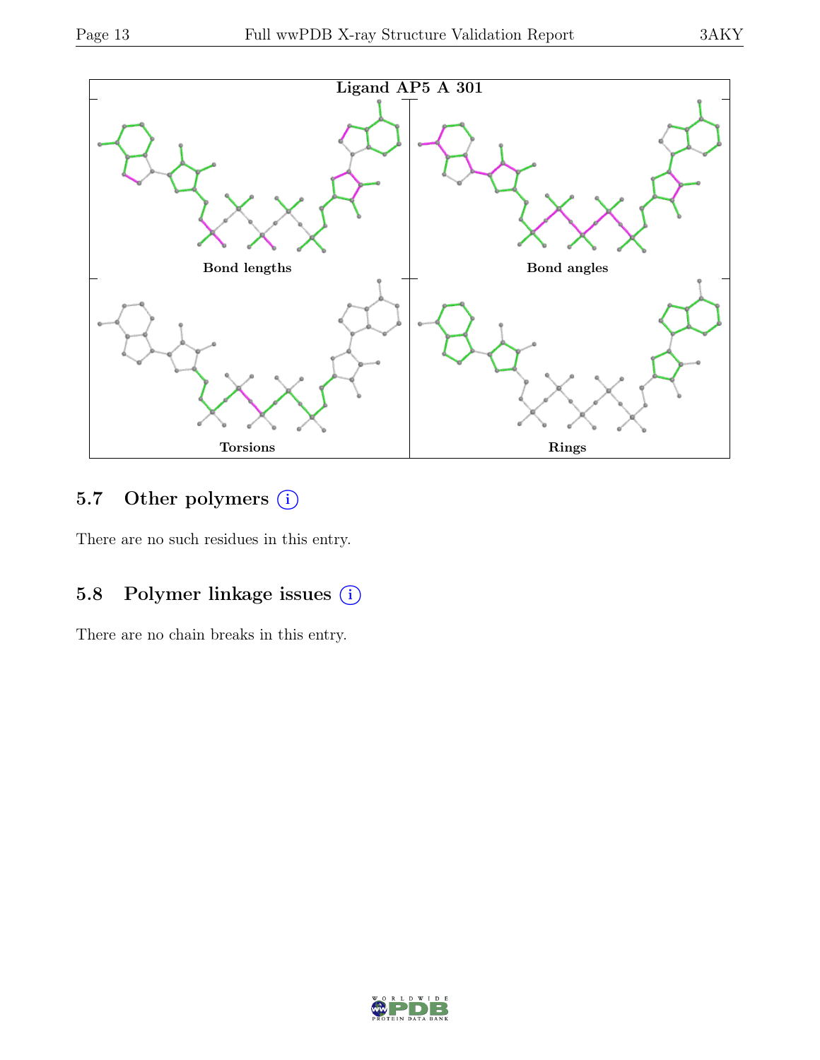Ligand AP5 A 301

Bond lengths

Bond angles

Torsions

Rings

### 5.7 Other polymers ⓘ

There are no such residues in this entry.

### 5.8 Polymer linkage issues ⓘ

There are no chain breaks in this entry.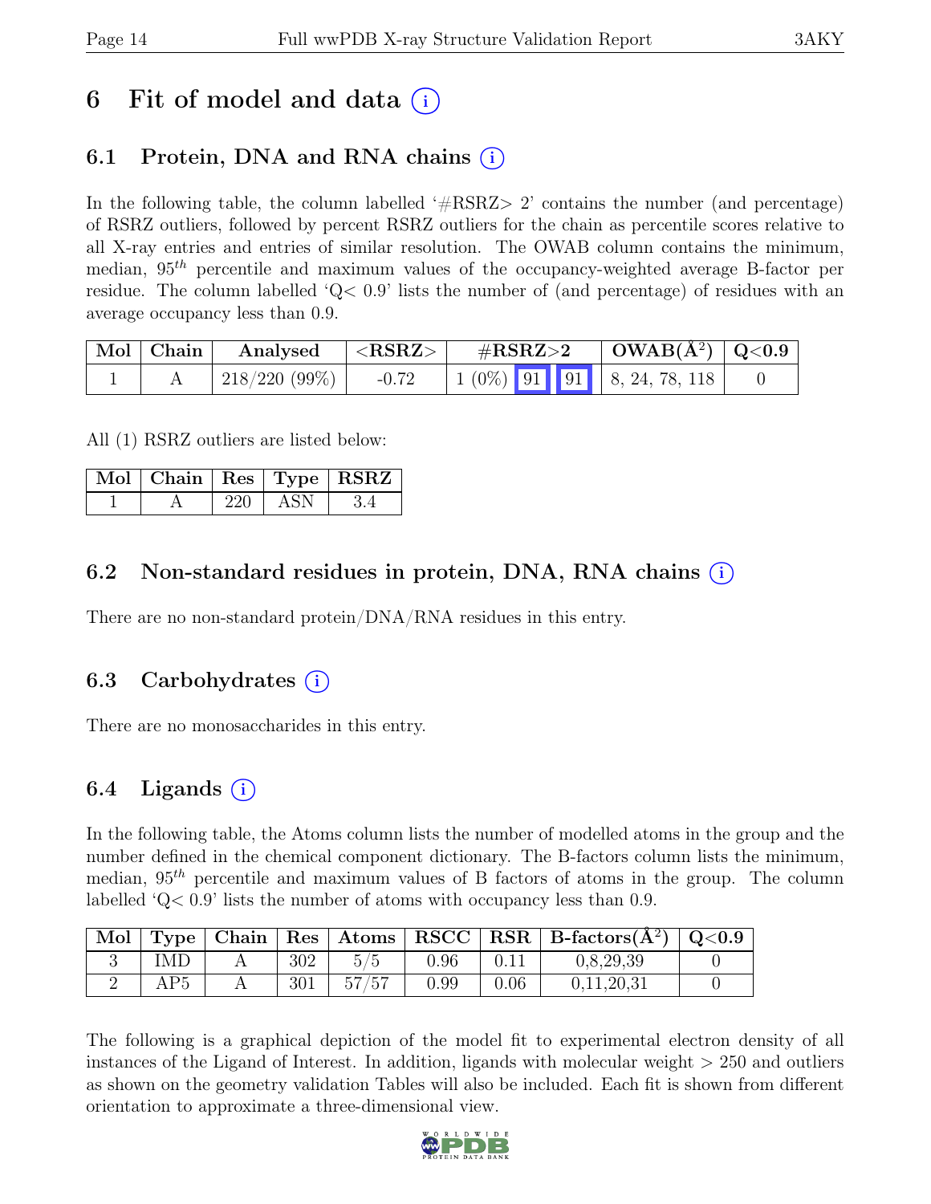# 6 Fit of model and data (i)

## 6.1 Protein, DNA and RNA chains (i)

In the following table, the column labelled '#RSRZ> 2' contains the number (and percentage) of RSRZ outliers, followed by percent RSRZ outliers for the chain as percentile scores relative to all X-ray entries and entries of similar resolution. The OWAB column contains the minimum, median, $95^{th}$ percentile and maximum values of the occupancy-weighted average B-factor per residue. The column labelled 'Q< 0.9' lists the number of (and percentage) of residues with an average occupancy less than 0.9.

| Mol | Chain | Analysed | <RSRZ> | #RSRZ>2 | | | OWAB($Å^2$) | Q<0.9 |
|---|---|---|---|---|---|---|---|---|
| 1 | A | 218/220 (99%) | -0.72 | 1 (0%) | 91 | 91 | 8, 24, 78, 118 | 0 |

All (1) RSRZ outliers are listed below:

| Mol | Chain | Res | Type | RSRZ |
|---|---|---|---|---|
| 1 | A | 220 | ASN | 3.4 |

## 6.2 Non-standard residues in protein, DNA, RNA chains (i)

There are no non-standard protein/DNA/RNA residues in this entry.

## 6.3 Carbohydrates (i)

There are no monosaccharides in this entry.

## 6.4 Ligands (i)

In the following table, the Atoms column lists the number of modelled atoms in the group and the number defined in the chemical component dictionary. The B-factors column lists the minimum, median, $95^{th}$ percentile and maximum values of B factors of atoms in the group. The column labelled 'Q< 0.9' lists the number of atoms with occupancy less than 0.9.

| Mol | Type | Chain | Res | Atoms | RSCC | RSR | B-factors($Å^2$) | Q<0.9 |
|---|---|---|---|---|---|---|---|---|
| 3 | IMD | A | 302 | 5/5 | 0.96 | 0.11 | 0,8,29,39 | 0 |
| 2 | AP5 | A | 301 | 57/57 | 0.99 | 0.06 | 0,11,20,31 | 0 |

The following is a graphical depiction of the model fit to experimental electron density of all instances of the Ligand of Interest. In addition, ligands with molecular weight > 250 and outliers as shown on the geometry validation Tables will also be included. Each fit is shown from different orientation to approximate a three-dimensional view.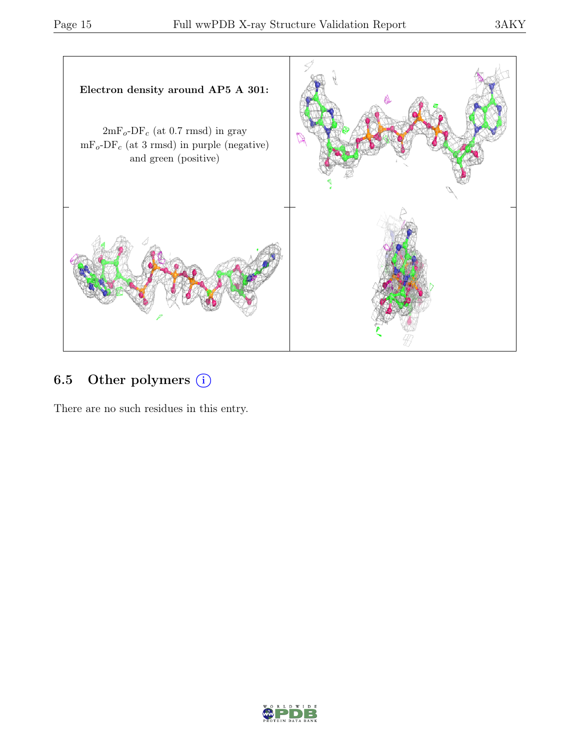**Electron density around AP5 A 301:**

$2mF_o$-$DF_c$ (at 0.7 rmsd) in gray
$mF_o$-$DF_c$ (at 3 rmsd) in purple (negative)
and green (positive)

## 6.5 Other polymers

There are no such residues in this entry.